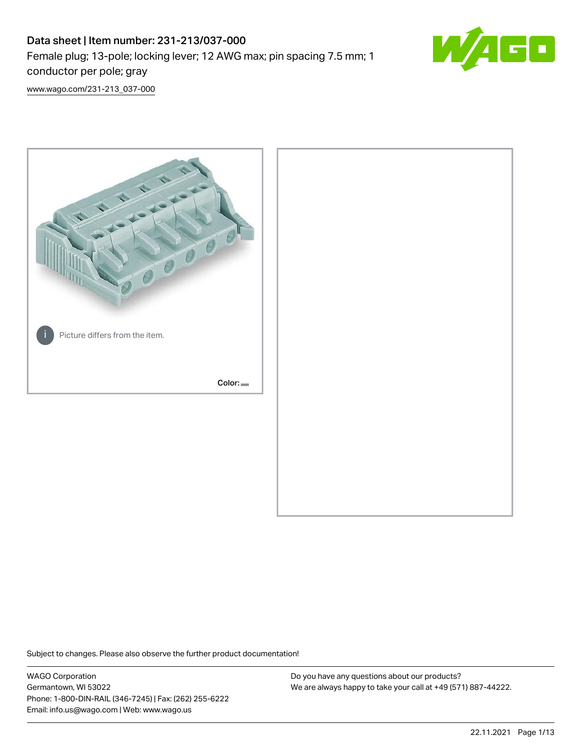# Data sheet | Item number: 231-213/037-000

Female plug; 13-pole; locking lever; 12 AWG max; pin spacing 7.5 mm; 1 conductor per pole; gray

www.wago.com/231-213_037-000

Picture differs from the item.

Color:

Subject to changes. Please also observe the further product documentation!

WAGO Corporation
Germantown, WI 53022
Phone: 1-800-DIN-RAIL (346-7245) | Fax: (262) 255-6222
Email: info.us@wago.com | Web: www.wago.us

Do you have any questions about our products?
We are always happy to take your call at +49 (571) 887-44222.

22.11.2021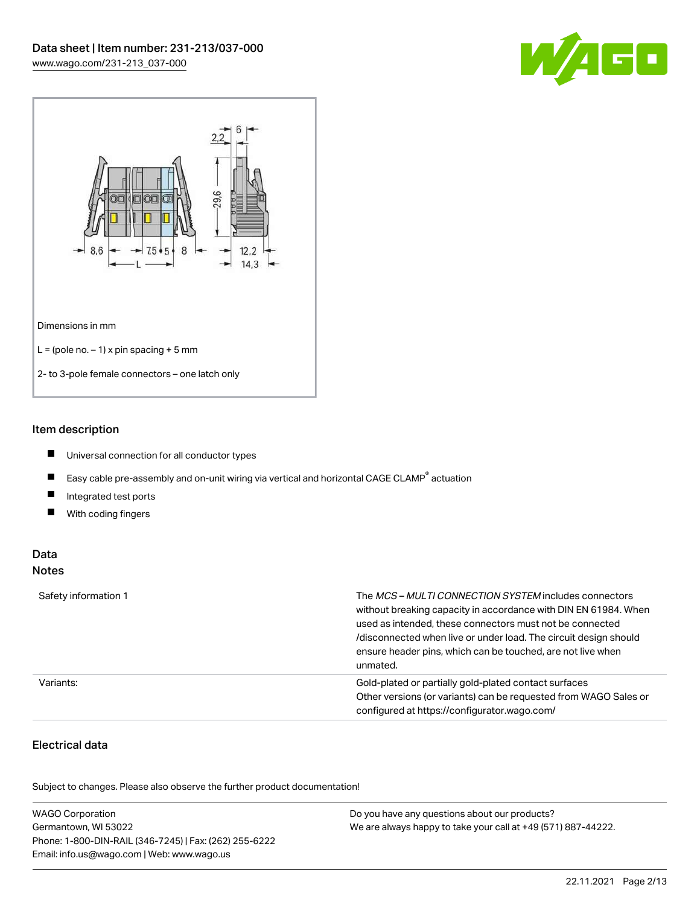Dimensions in mm

L = (pole no. – 1) x pin spacing + 5 mm

2- to 3-pole female connectors – one latch only

## Item description

- Universal connection for all conductor types
- Easy cable pre-assembly and on-unit wiring via vertical and horizontal CAGE CLAMP® actuation
- Integrated test ports
- With coding fingers

## Data

### Notes

| | |
|---|---|
| Safety information 1 | The *MCS – MULTI CONNECTION SYSTEM* includes connectors without breaking capacity in accordance with DIN EN 61984. When used as intended, these connectors must not be connected /disconnected when live or under load. The circuit design should ensure header pins, which can be touched, are not live when unmated. |
| Variants: | Gold-plated or partially gold-plated contact surfaces<br>Other versions (or variants) can be requested from WAGO Sales or configured at https://configurator.wago.com/ |

### Electrical data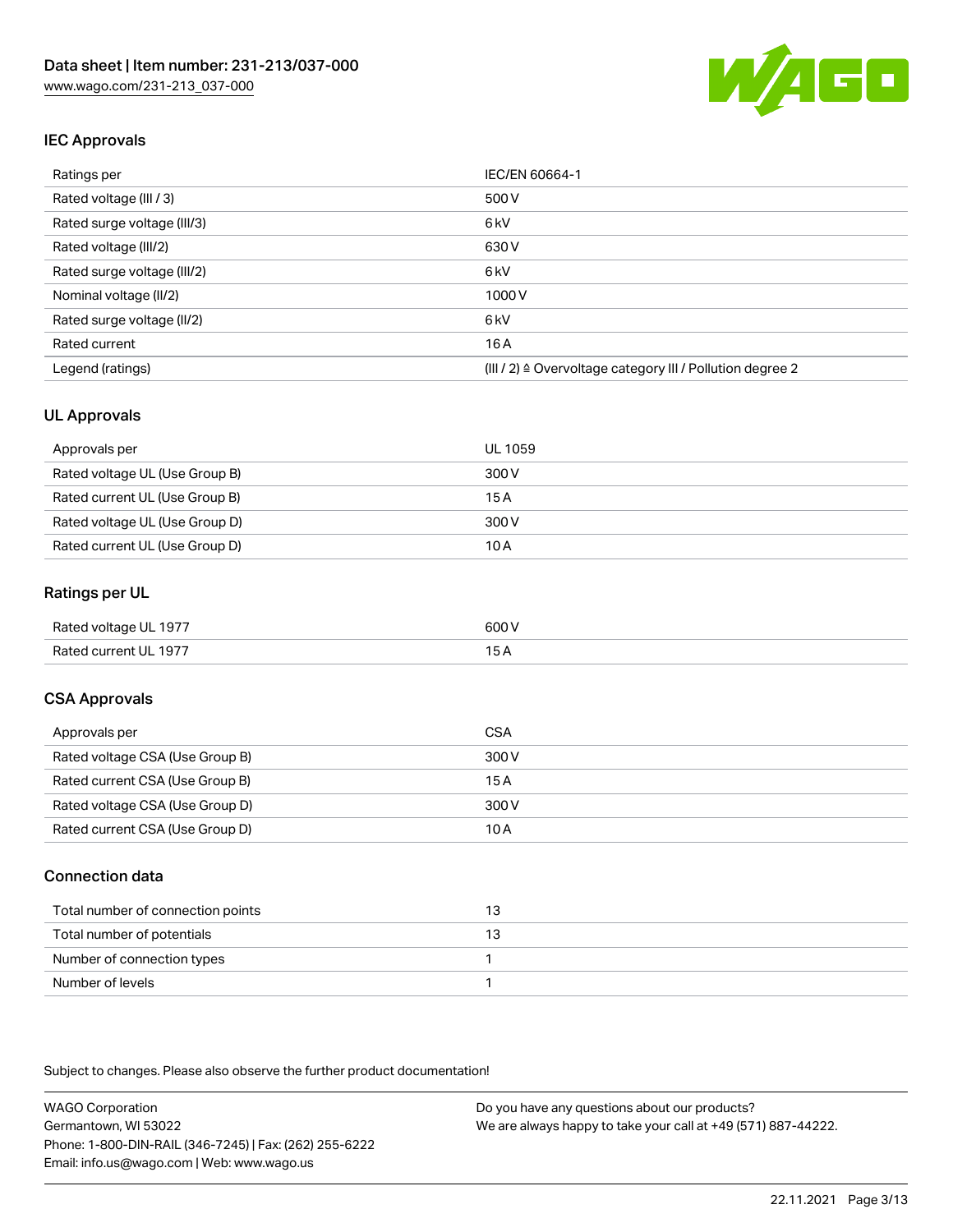Data sheet | Item number: 231-213/037-000
www.wago.com/231-213_037-000

## IEC Approvals

| Ratings per | IEC/EN 60664-1 |
| --- | --- |
| Rated voltage (III / 3) | 500 V |
| Rated surge voltage (III/3) | 6 kV |
| Rated voltage (III/2) | 630 V |
| Rated surge voltage (III/2) | 6 kV |
| Nominal voltage (II/2) | 1000 V |
| Rated surge voltage (II/2) | 6 kV |
| Rated current | 16 A |
| Legend (ratings) | (III / 2) ≙ Overvoltage category III / Pollution degree 2 |

## UL Approvals

| Approvals per | UL 1059 |
| --- | --- |
| Rated voltage UL (Use Group B) | 300 V |
| Rated current UL (Use Group B) | 15 A |
| Rated voltage UL (Use Group D) | 300 V |
| Rated current UL (Use Group D) | 10 A |

## Ratings per UL

| Rated voltage UL 1977 | 600 V |
| --- | --- |
| Rated current UL 1977 | 15 A |

## CSA Approvals

| Approvals per | CSA |
| --- | --- |
| Rated voltage CSA (Use Group B) | 300 V |
| Rated current CSA (Use Group B) | 15 A |
| Rated voltage CSA (Use Group D) | 300 V |
| Rated current CSA (Use Group D) | 10 A |

## Connection data

| Total number of connection points | 13 |
| --- | --- |
| Total number of potentials | 13 |
| Number of connection types | 1 |
| Number of levels | 1 |

Subject to changes. Please also observe the further product documentation!

WAGO Corporation
Germantown, WI 53022
Phone: 1-800-DIN-RAIL (346-7245) | Fax: (262) 255-6222
Email: info.us@wago.com | Web: www.wago.us

Do you have any questions about our products?
We are always happy to take your call at +49 (571) 887-44222.

22.11.2021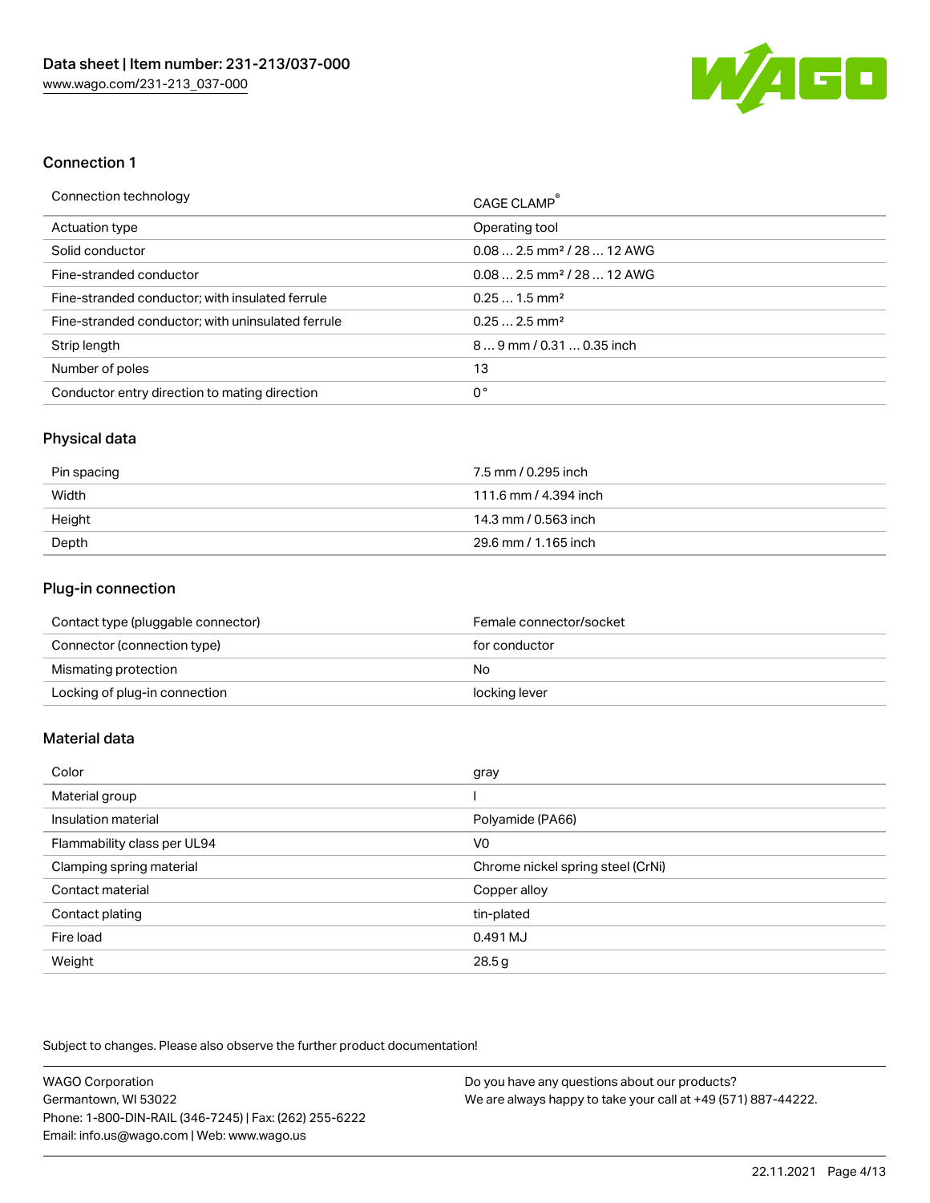## Connection 1

| Connection technology | CAGE CLAMP® |
| --- | --- |
| Actuation type | Operating tool |
| Solid conductor | 0.08 … 2.5 mm² / 28 … 12 AWG |
| Fine-stranded conductor | 0.08 … 2.5 mm² / 28 … 12 AWG |
| Fine-stranded conductor; with insulated ferrule | 0.25 … 1.5 mm² |
| Fine-stranded conductor; with uninsulated ferrule | 0.25 … 2.5 mm² |
| Strip length | 8 … 9 mm / 0.31 … 0.35 inch |
| Number of poles | 13 |
| Conductor entry direction to mating direction | 0 ° |

## Physical data

| Pin spacing | 7.5 mm / 0.295 inch |
| --- | --- |
| Width | 111.6 mm / 4.394 inch |
| Height | 14.3 mm / 0.563 inch |
| Depth | 29.6 mm / 1.165 inch |

## Plug-in connection

| Contact type (pluggable connector) | Female connector/socket |
| --- | --- |
| Connector (connection type) | for conductor |
| Mismating protection | No |
| Locking of plug-in connection | locking lever |

## Material data

| Color | gray |
| --- | --- |
| Material group | I |
| Insulation material | Polyamide (PA66) |
| Flammability class per UL94 | V0 |
| Clamping spring material | Chrome nickel spring steel (CrNi) |
| Contact material | Copper alloy |
| Contact plating | tin-plated |
| Fire load | 0.491 MJ |
| Weight | 28.5 g |

Subject to changes. Please also observe the further product documentation!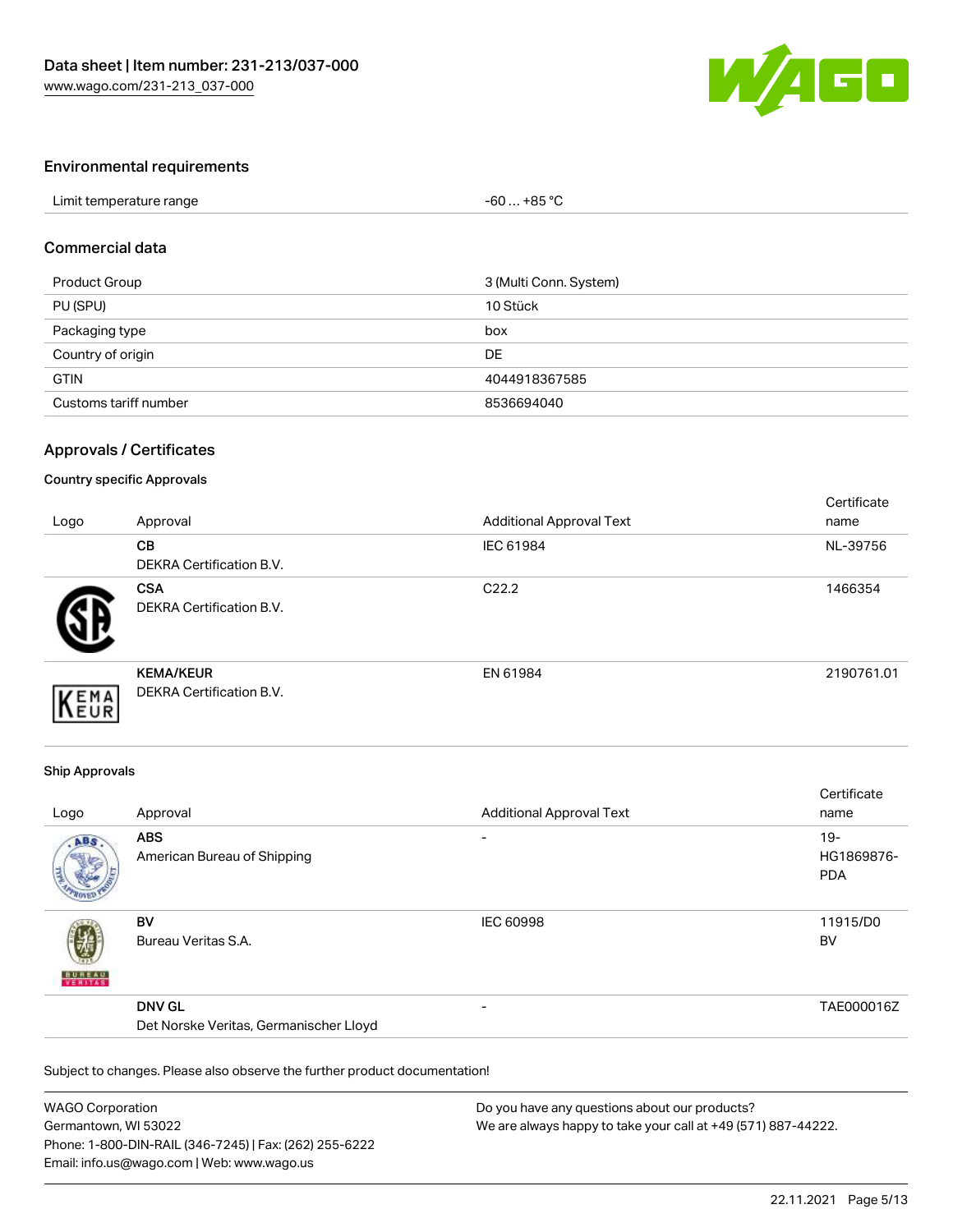## Environmental requirements

| | |
|---|---|
| Limit temperature range | -60 … +85 °C |

## Commercial data

| | |
|---|---|
| Product Group | 3 (Multi Conn. System) |
| PU (SPU) | 10 Stück |
| Packaging type | box |
| Country of origin | DE |
| GTIN | 4044918367585 |
| Customs tariff number | 8536694040 |

## Approvals / Certificates

### Country specific Approvals

| Logo | Approval | Additional Approval Text | Certificate name |
|---|---|---|---|
| | **CB**<br>DEKRA Certification B.V. | IEC 61984 | NL-39756 |
| | **CSA**<br>DEKRA Certification B.V. | C22.2 | 1466354 |
| | **KEMA/KEUR**<br>DEKRA Certification B.V. | EN 61984 | 2190761.01 |

### Ship Approvals

| Logo | Approval | Additional Approval Text | Certificate name |
|---|---|---|---|
| | **ABS**<br>American Bureau of Shipping | - | 19-HG1869876-PDA |
| | **BV**<br>Bureau Veritas S.A. | IEC 60998 | 11915/D0 BV |
| | **DNV GL**<br>Det Norske Veritas, Germanischer Lloyd | - | TAE000016Z |

Subject to changes. Please also observe the further product documentation!

WAGO Corporation
Germantown, WI 53022
Phone: 1-800-DIN-RAIL (346-7245) | Fax: (262) 255-6222
Email: info.us@wago.com | Web: www.wago.us

Do you have any questions about our products?
We are always happy to take your call at +49 (571) 887-44222.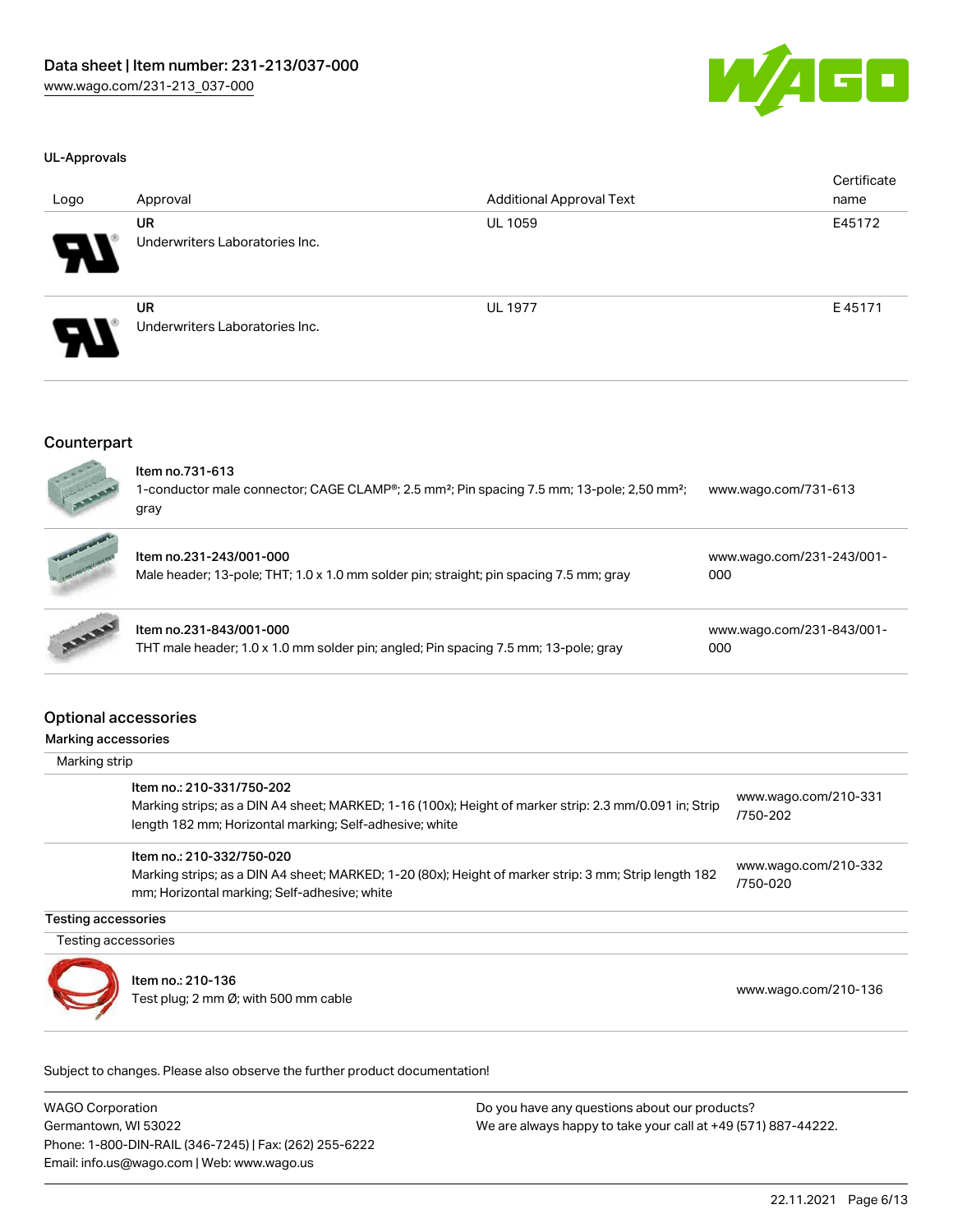#### UL-Approvals

| Logo | Approval | Additional Approval Text | Certificate name |
|---|---|---|---|
| | **UR** Underwriters Laboratories Inc. | UL 1059 | E45172 |
| | **UR** Underwriters Laboratories Inc. | UL 1977 | E 45171 |

## Counterpart

| | | |
|---|---|---|
| | **Item no.731-613** 1-conductor male connector; CAGE CLAMP®; 2.5 mm²; Pin spacing 7.5 mm; 13-pole; 2,50 mm²; gray | www.wago.com/731-613 |
| | **Item no.231-243/001-000** Male header; 13-pole; THT; 1.0 x 1.0 mm solder pin; straight; pin spacing 7.5 mm; gray | www.wago.com/231-243/001-000 |
| | **Item no.231-843/001-000** THT male header; 1.0 x 1.0 mm solder pin; angled; Pin spacing 7.5 mm; 13-pole; gray | www.wago.com/231-843/001-000 |

## Optional accessories

#### Marking accessories

Marking strip

| | | |
|---|---|---|
| | Item no.: 210-331/750-202 Marking strips; as a DIN A4 sheet; MARKED; 1-16 (100x); Height of marker strip: 2.3 mm/0.091 in; Strip length 182 mm; Horizontal marking; Self-adhesive; white | www.wago.com/210-331/750-202 |
| | Item no.: 210-332/750-020 Marking strips; as a DIN A4 sheet; MARKED; 1-20 (80x); Height of marker strip: 3 mm; Strip length 182 mm; Horizontal marking; Self-adhesive; white | www.wago.com/210-332/750-020 |

#### Testing accessories

Testing accessories

| | | |
|---|---|---|
| | Item no.: 210-136 Test plug; 2 mm Ø; with 500 mm cable | www.wago.com/210-136 |

Subject to changes. Please also observe the further product documentation!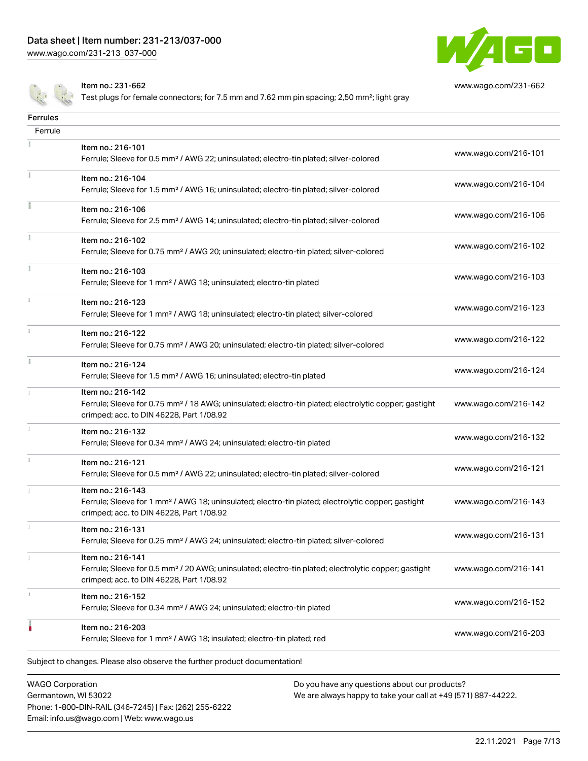| | | |
|---|---|---|
| | Item no.: 231-662<br>Test plugs for female connectors; for 7.5 mm and 7.62 mm pin spacing; 2,50 mm²; light gray | www.wago.com/231-662 |

## Ferrules

| Ferrule | | |
|---|---|---|
| | Item no.: 216-101<br>Ferrule; Sleeve for 0.5 mm² / AWG 22; uninsulated; electro-tin plated; silver-colored | www.wago.com/216-101 |
| | Item no.: 216-104<br>Ferrule; Sleeve for 1.5 mm² / AWG 16; uninsulated; electro-tin plated; silver-colored | www.wago.com/216-104 |
| | Item no.: 216-106<br>Ferrule; Sleeve for 2.5 mm² / AWG 14; uninsulated; electro-tin plated; silver-colored | www.wago.com/216-106 |
| | Item no.: 216-102<br>Ferrule; Sleeve for 0.75 mm² / AWG 20; uninsulated; electro-tin plated; silver-colored | www.wago.com/216-102 |
| | Item no.: 216-103<br>Ferrule; Sleeve for 1 mm² / AWG 18; uninsulated; electro-tin plated | www.wago.com/216-103 |
| | Item no.: 216-123<br>Ferrule; Sleeve for 1 mm² / AWG 18; uninsulated; electro-tin plated; silver-colored | www.wago.com/216-123 |
| | Item no.: 216-122<br>Ferrule; Sleeve for 0.75 mm² / AWG 20; uninsulated; electro-tin plated; silver-colored | www.wago.com/216-122 |
| | Item no.: 216-124<br>Ferrule; Sleeve for 1.5 mm² / AWG 16; uninsulated; electro-tin plated | www.wago.com/216-124 |
| | Item no.: 216-142<br>Ferrule; Sleeve for 0.75 mm² / 18 AWG; uninsulated; electro-tin plated; electrolytic copper; gastight crimped; acc. to DIN 46228, Part 1/08.92 | www.wago.com/216-142 |
| | Item no.: 216-132<br>Ferrule; Sleeve for 0.34 mm² / AWG 24; uninsulated; electro-tin plated | www.wago.com/216-132 |
| | Item no.: 216-121<br>Ferrule; Sleeve for 0.5 mm² / AWG 22; uninsulated; electro-tin plated; silver-colored | www.wago.com/216-121 |
| | Item no.: 216-143<br>Ferrule; Sleeve for 1 mm² / AWG 18; uninsulated; electro-tin plated; electrolytic copper; gastight crimped; acc. to DIN 46228, Part 1/08.92 | www.wago.com/216-143 |
| | Item no.: 216-131<br>Ferrule; Sleeve for 0.25 mm² / AWG 24; uninsulated; electro-tin plated; silver-colored | www.wago.com/216-131 |
| | Item no.: 216-141<br>Ferrule; Sleeve for 0.5 mm² / 20 AWG; uninsulated; electro-tin plated; electrolytic copper; gastight crimped; acc. to DIN 46228, Part 1/08.92 | www.wago.com/216-141 |
| | Item no.: 216-152<br>Ferrule; Sleeve for 0.34 mm² / AWG 24; uninsulated; electro-tin plated | www.wago.com/216-152 |
| | Item no.: 216-203<br>Ferrule; Sleeve for 1 mm² / AWG 18; insulated; electro-tin plated; red | www.wago.com/216-203 |

Subject to changes. Please also observe the further product documentation!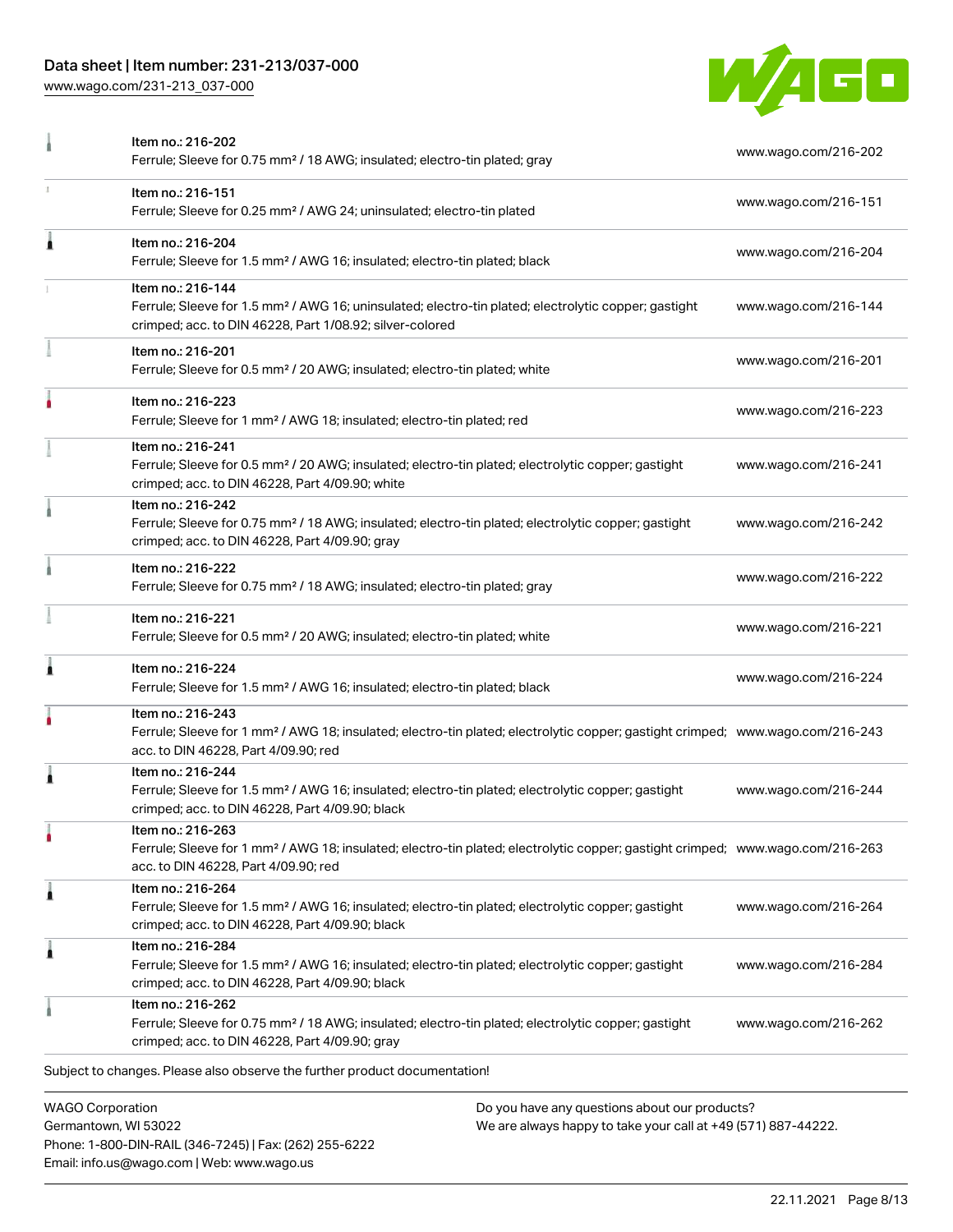| Item | URL |
|---|---|
| Item no.: 216-202<br>Ferrule; Sleeve for 0.75 mm² / 18 AWG; insulated; electro-tin plated; gray | www.wago.com/216-202 |
| Item no.: 216-151<br>Ferrule; Sleeve for 0.25 mm² / AWG 24; uninsulated; electro-tin plated | www.wago.com/216-151 |
| Item no.: 216-204<br>Ferrule; Sleeve for 1.5 mm² / AWG 16; insulated; electro-tin plated; black | www.wago.com/216-204 |
| Item no.: 216-144<br>Ferrule; Sleeve for 1.5 mm² / AWG 16; uninsulated; electro-tin plated; electrolytic copper; gastight crimped; acc. to DIN 46228, Part 1/08.92; silver-colored | www.wago.com/216-144 |
| Item no.: 216-201<br>Ferrule; Sleeve for 0.5 mm² / 20 AWG; insulated; electro-tin plated; white | www.wago.com/216-201 |
| Item no.: 216-223<br>Ferrule; Sleeve for 1 mm² / AWG 18; insulated; electro-tin plated; red | www.wago.com/216-223 |
| Item no.: 216-241<br>Ferrule; Sleeve for 0.5 mm² / 20 AWG; insulated; electro-tin plated; electrolytic copper; gastight crimped; acc. to DIN 46228, Part 4/09.90; white | www.wago.com/216-241 |
| Item no.: 216-242<br>Ferrule; Sleeve for 0.75 mm² / 18 AWG; insulated; electro-tin plated; electrolytic copper; gastight crimped; acc. to DIN 46228, Part 4/09.90; gray | www.wago.com/216-242 |
| Item no.: 216-222<br>Ferrule; Sleeve for 0.75 mm² / 18 AWG; insulated; electro-tin plated; gray | www.wago.com/216-222 |
| Item no.: 216-221<br>Ferrule; Sleeve for 0.5 mm² / 20 AWG; insulated; electro-tin plated; white | www.wago.com/216-221 |
| Item no.: 216-224<br>Ferrule; Sleeve for 1.5 mm² / AWG 16; insulated; electro-tin plated; black | www.wago.com/216-224 |
| Item no.: 216-243<br>Ferrule; Sleeve for 1 mm² / AWG 18; insulated; electro-tin plated; electrolytic copper; gastight crimped; acc. to DIN 46228, Part 4/09.90; red | www.wago.com/216-243 |
| Item no.: 216-244<br>Ferrule; Sleeve for 1.5 mm² / AWG 16; insulated; electro-tin plated; electrolytic copper; gastight crimped; acc. to DIN 46228, Part 4/09.90; black | www.wago.com/216-244 |
| Item no.: 216-263<br>Ferrule; Sleeve for 1 mm² / AWG 18; insulated; electro-tin plated; electrolytic copper; gastight crimped; acc. to DIN 46228, Part 4/09.90; red | www.wago.com/216-263 |
| Item no.: 216-264<br>Ferrule; Sleeve for 1.5 mm² / AWG 16; insulated; electro-tin plated; electrolytic copper; gastight crimped; acc. to DIN 46228, Part 4/09.90; black | www.wago.com/216-264 |
| Item no.: 216-284<br>Ferrule; Sleeve for 1.5 mm² / AWG 16; insulated; electro-tin plated; electrolytic copper; gastight crimped; acc. to DIN 46228, Part 4/09.90; black | www.wago.com/216-284 |
| Item no.: 216-262<br>Ferrule; Sleeve for 0.75 mm² / 18 AWG; insulated; electro-tin plated; electrolytic copper; gastight crimped; acc. to DIN 46228, Part 4/09.90; gray | www.wago.com/216-262 |

Subject to changes. Please also observe the further product documentation!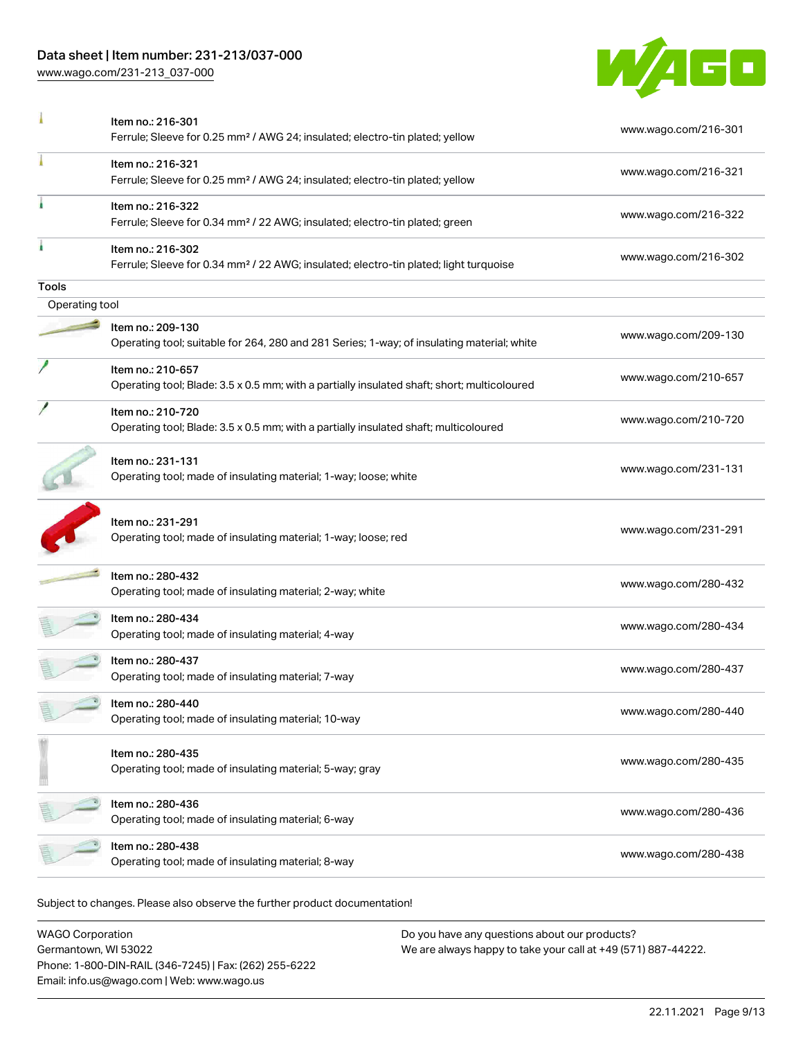| | | |
|---|---|---|
| | Item no.: 216-301<br>Ferrule; Sleeve for 0.25 mm² / AWG 24; insulated; electro-tin plated; yellow | www.wago.com/216-301 |
| | Item no.: 216-321<br>Ferrule; Sleeve for 0.25 mm² / AWG 24; insulated; electro-tin plated; yellow | www.wago.com/216-321 |
| | Item no.: 216-322<br>Ferrule; Sleeve for 0.34 mm² / 22 AWG; insulated; electro-tin plated; green | www.wago.com/216-322 |
| | Item no.: 216-302<br>Ferrule; Sleeve for 0.34 mm² / 22 AWG; insulated; electro-tin plated; light turquoise | www.wago.com/216-302 |

**Tools**

Operating tool

| | | |
|---|---|---|
| | Item no.: 209-130<br>Operating tool; suitable for 264, 280 and 281 Series; 1-way; of insulating material; white | www.wago.com/209-130 |
| | Item no.: 210-657<br>Operating tool; Blade: 3.5 x 0.5 mm; with a partially insulated shaft; short; multicoloured | www.wago.com/210-657 |
| | Item no.: 210-720<br>Operating tool; Blade: 3.5 x 0.5 mm; with a partially insulated shaft; multicoloured | www.wago.com/210-720 |
| | Item no.: 231-131<br>Operating tool; made of insulating material; 1-way; loose; white | www.wago.com/231-131 |
| | Item no.: 231-291<br>Operating tool; made of insulating material; 1-way; loose; red | www.wago.com/231-291 |
| | Item no.: 280-432<br>Operating tool; made of insulating material; 2-way; white | www.wago.com/280-432 |
| | Item no.: 280-434<br>Operating tool; made of insulating material; 4-way | www.wago.com/280-434 |
| | Item no.: 280-437<br>Operating tool; made of insulating material; 7-way | www.wago.com/280-437 |
| | Item no.: 280-440<br>Operating tool; made of insulating material; 10-way | www.wago.com/280-440 |
| | Item no.: 280-435<br>Operating tool; made of insulating material; 5-way; gray | www.wago.com/280-435 |
| | Item no.: 280-436<br>Operating tool; made of insulating material; 6-way | www.wago.com/280-436 |
| | Item no.: 280-438<br>Operating tool; made of insulating material; 8-way | www.wago.com/280-438 |

Subject to changes. Please also observe the further product documentation!

WAGO Corporation
Germantown, WI 53022
Phone: 1-800-DIN-RAIL (346-7245) | Fax: (262) 255-6222
Email: info.us@wago.com | Web: www.wago.us

Do you have any questions about our products?
We are always happy to take your call at +49 (571) 887-44222.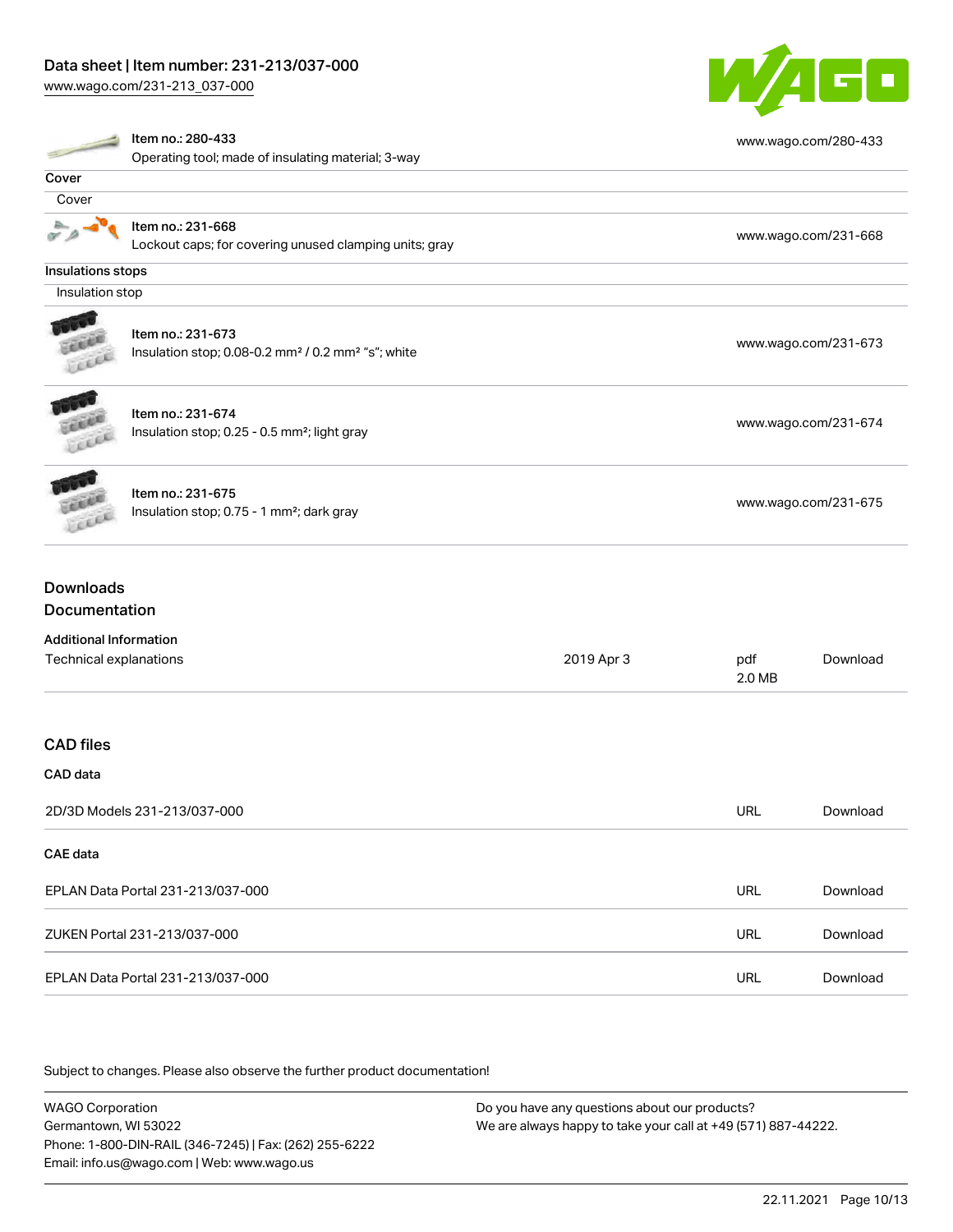| | |
|---|---|
| Item no.: 280-433<br>Operating tool; made of insulating material; 3-way | www.wago.com/280-433 |

**Cover**

Cover

| | |
|---|---|
| Item no.: 231-668<br>Lockout caps; for covering unused clamping units; gray | www.wago.com/231-668 |

**Insulations stops**

Insulation stop

| | |
|---|---|
| Item no.: 231-673<br>Insulation stop; 0.08-0.2 mm² / 0.2 mm² "s"; white | www.wago.com/231-673 |
| Item no.: 231-674<br>Insulation stop; 0.25 - 0.5 mm²; light gray | www.wago.com/231-674 |
| Item no.: 231-675<br>Insulation stop; 0.75 - 1 mm²; dark gray | www.wago.com/231-675 |

## Downloads

### Documentation

**Additional Information**

| | | | |
|---|---|---|---|
| Technical explanations | 2019 Apr 3 | pdf<br>2.0 MB | Download |

### CAD files

**CAD data**

| | | |
|---|---|---|
| 2D/3D Models 231-213/037-000 | URL | Download |

**CAE data**

| | | |
|---|---|---|
| EPLAN Data Portal 231-213/037-000 | URL | Download |
| ZUKEN Portal 231-213/037-000 | URL | Download |
| EPLAN Data Portal 231-213/037-000 | URL | Download |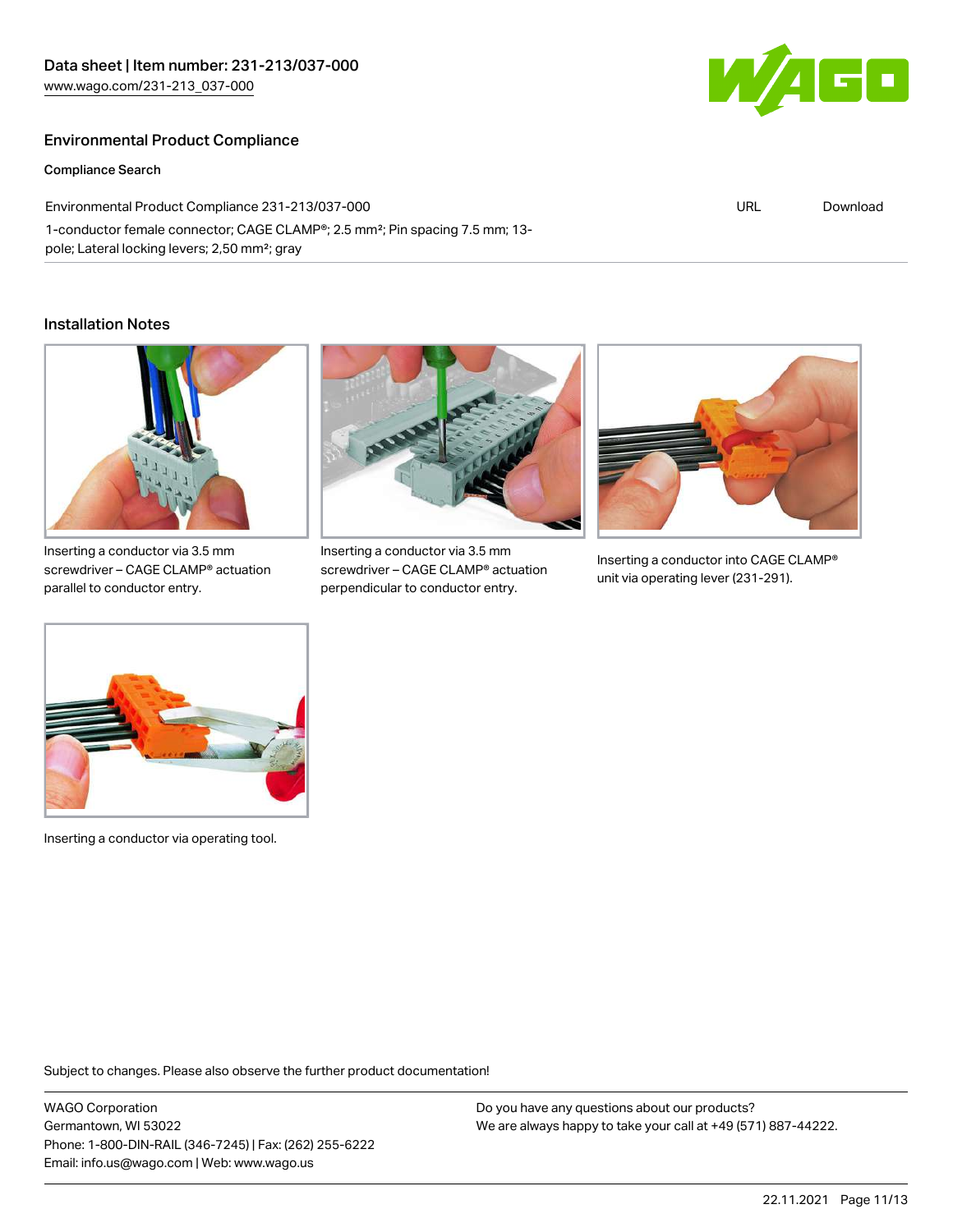## Environmental Product Compliance

### Compliance Search

| Environmental Product Compliance 231-213/037-000 | URL | Download |
|---|---|---|
| 1-conductor female connector; CAGE CLAMP®; 2.5 mm²; Pin spacing 7.5 mm; 13-pole; Lateral locking levers; 2,50 mm²; gray | | |

## Installation Notes

Inserting a conductor via 3.5 mm screwdriver – CAGE CLAMP® actuation parallel to conductor entry.

Inserting a conductor via 3.5 mm screwdriver – CAGE CLAMP® actuation perpendicular to conductor entry.

Inserting a conductor into CAGE CLAMP® unit via operating lever (231-291).

Inserting a conductor via operating tool.

Subject to changes. Please also observe the further product documentation!

WAGO Corporation
Germantown, WI 53022
Phone: 1-800-DIN-RAIL (346-7245) | Fax: (262) 255-6222
Email: info.us@wago.com | Web: www.wago.us

Do you have any questions about our products?
We are always happy to take your call at +49 (571) 887-44222.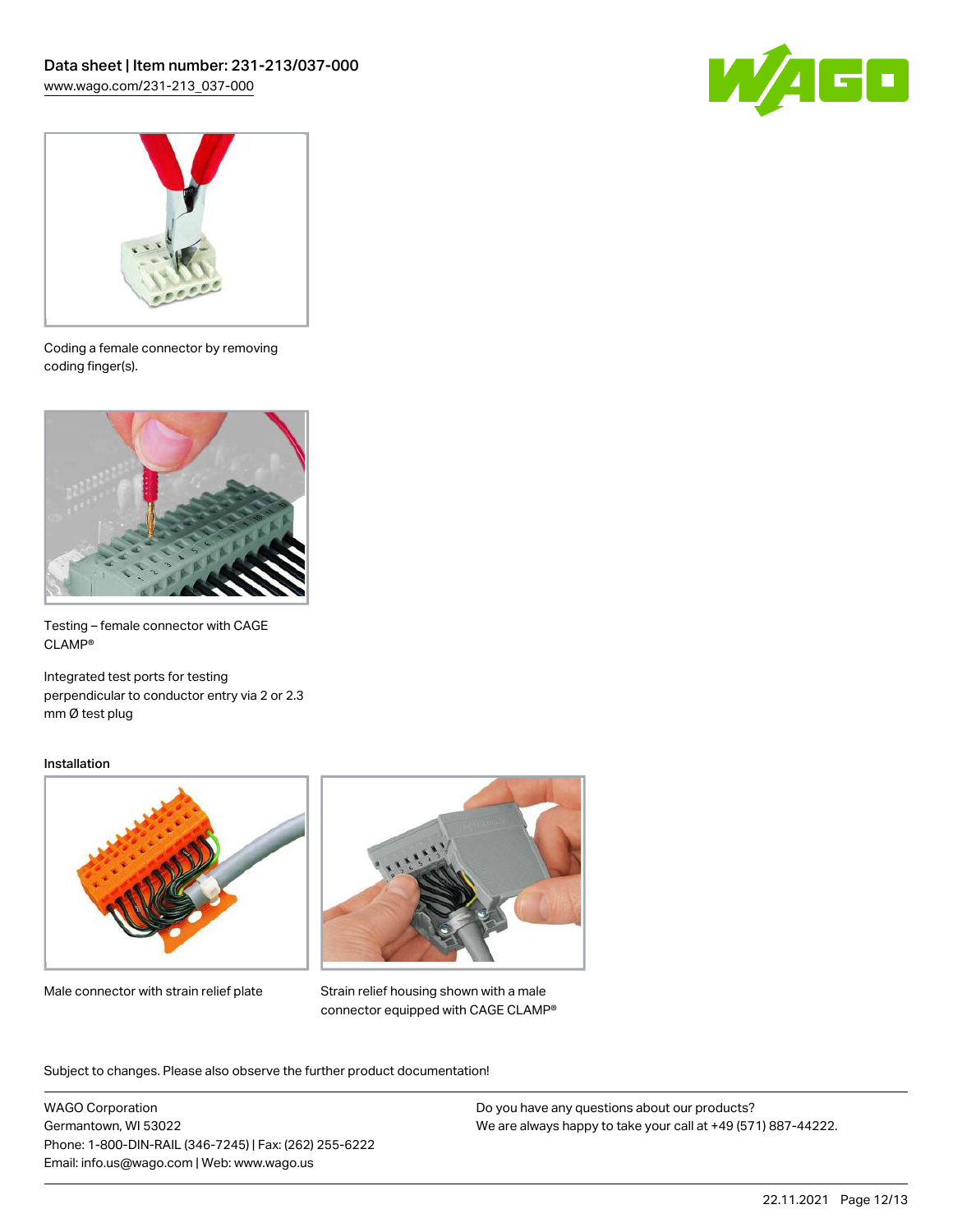Coding a female connector by removing coding finger(s).

Testing – female connector with CAGE CLAMP®

Integrated test ports for testing perpendicular to conductor entry via 2 or 2.3 mm Ø test plug

Installation

Male connector with strain relief plate

Strain relief housing shown with a male connector equipped with CAGE CLAMP®

Subject to changes. Please also observe the further product documentation!

WAGO Corporation
Germantown, WI 53022
Phone: 1-800-DIN-RAIL (346-7245) | Fax: (262) 255-6222
Email: info.us@wago.com | Web: www.wago.us

Do you have any questions about our products?
We are always happy to take your call at +49 (571) 887-44222.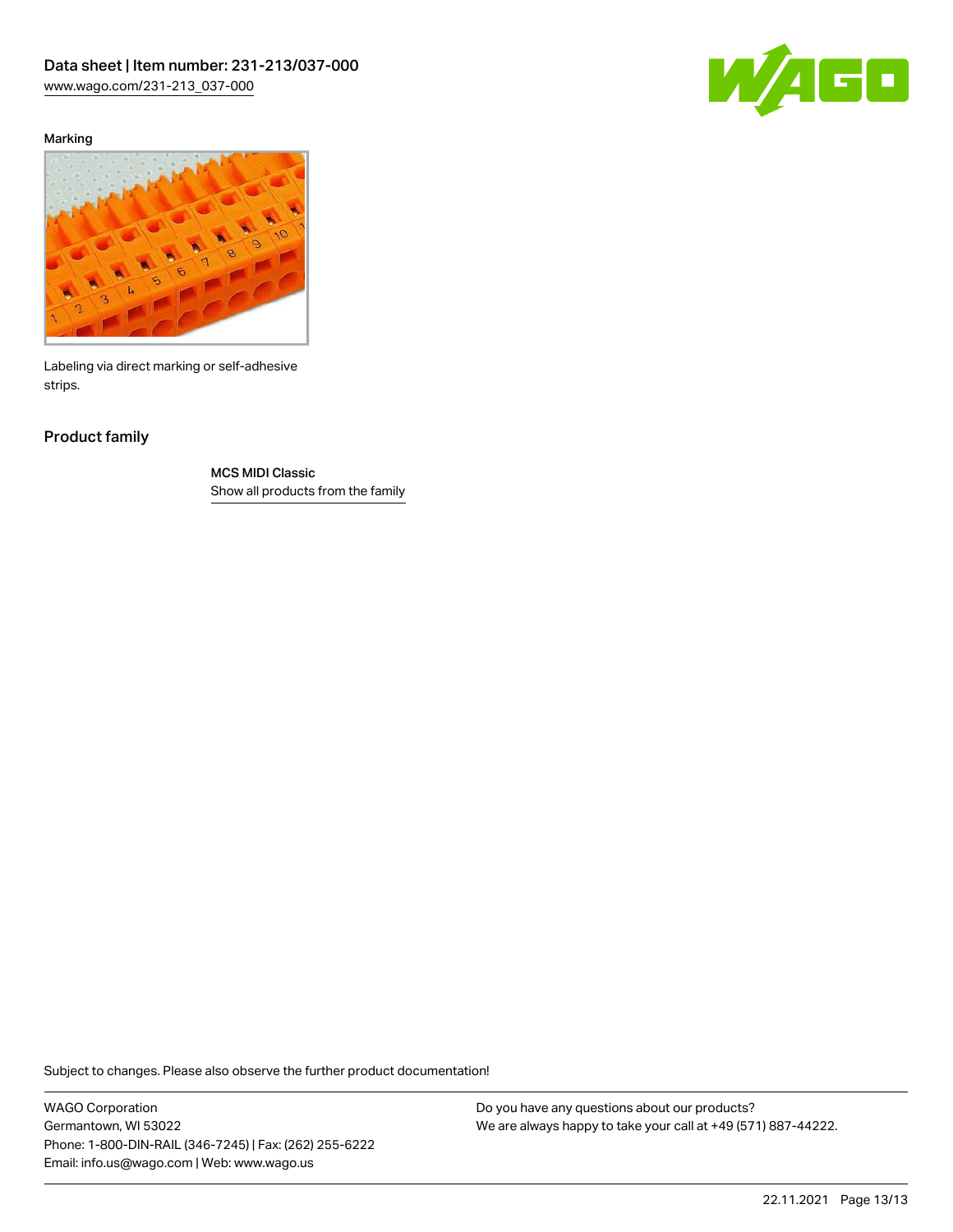Marking

Labeling via direct marking or self-adhesive strips.

## Product family

MCS MIDI Classic
Show all products from the family

Subject to changes. Please also observe the further product documentation!

WAGO Corporation
Germantown, WI 53022
Phone: 1-800-DIN-RAIL (346-7245) | Fax: (262) 255-6222
Email: info.us@wago.com | Web: www.wago.us

Do you have any questions about our products?
We are always happy to take your call at +49 (571) 887-44222.